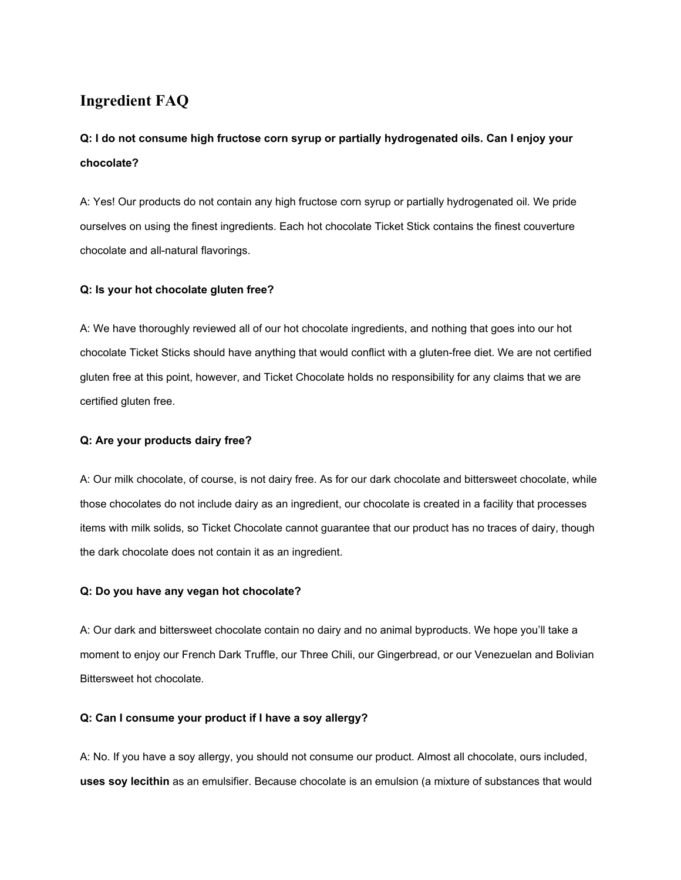# Ingredient FAQ

**Q: I do not consume high fructose corn syrup or partially hydrogenated oils. Can I enjoy your chocolate?**

A: Yes! Our products do not contain any high fructose corn syrup or partially hydrogenated oil. We pride ourselves on using the finest ingredients. Each hot chocolate Ticket Stick contains the finest couverture chocolate and all-natural flavorings.

**Q: Is your hot chocolate gluten free?**

A: We have thoroughly reviewed all of our hot chocolate ingredients, and nothing that goes into our hot chocolate Ticket Sticks should have anything that would conflict with a gluten-free diet. We are not certified gluten free at this point, however, and Ticket Chocolate holds no responsibility for any claims that we are certified gluten free.

**Q: Are your products dairy free?**

A: Our milk chocolate, of course, is not dairy free. As for our dark chocolate and bittersweet chocolate, while those chocolates do not include dairy as an ingredient, our chocolate is created in a facility that processes items with milk solids, so Ticket Chocolate cannot guarantee that our product has no traces of dairy, though the dark chocolate does not contain it as an ingredient.

**Q: Do you have any vegan hot chocolate?**

A: Our dark and bittersweet chocolate contain no dairy and no animal byproducts. We hope you'll take a moment to enjoy our French Dark Truffle, our Three Chili, our Gingerbread, or our Venezuelan and Bolivian Bittersweet hot chocolate.

**Q: Can I consume your product if I have a soy allergy?**

A: No. If you have a soy allergy, you should not consume our product. Almost all chocolate, ours included, **uses soy lecithin** as an emulsifier. Because chocolate is an emulsion (a mixture of substances that would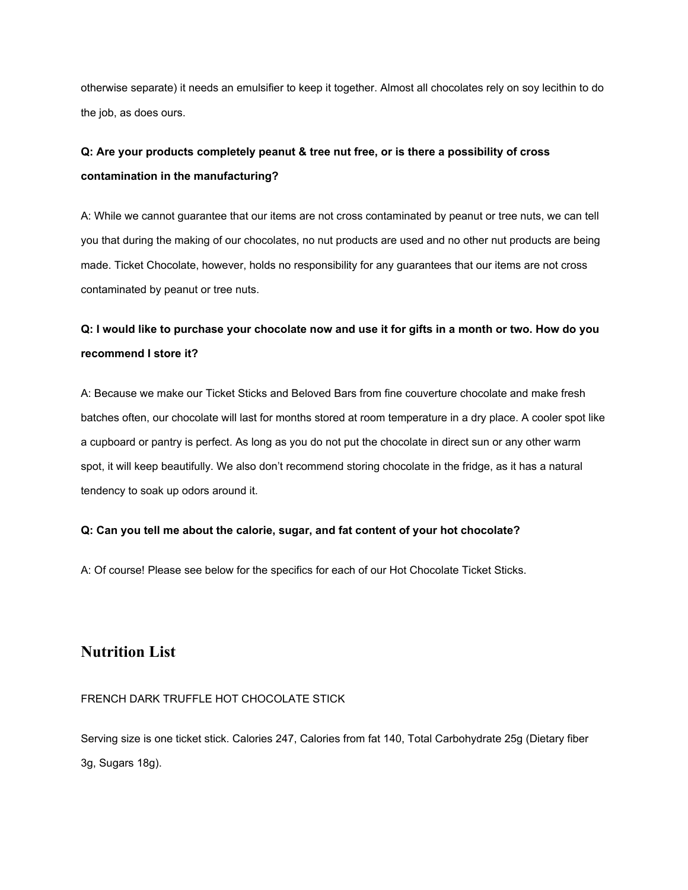otherwise separate) it needs an emulsifier to keep it together. Almost all chocolates rely on soy lecithin to do the job, as does ours.

**Q: Are your products completely peanut & tree nut free, or is there a possibility of cross contamination in the manufacturing?**

A: While we cannot guarantee that our items are not cross contaminated by peanut or tree nuts, we can tell you that during the making of our chocolates, no nut products are used and no other nut products are being made. Ticket Chocolate, however, holds no responsibility for any guarantees that our items are not cross contaminated by peanut or tree nuts.

**Q: I would like to purchase your chocolate now and use it for gifts in a month or two. How do you recommend I store it?**

A: Because we make our Ticket Sticks and Beloved Bars from fine couverture chocolate and make fresh batches often, our chocolate will last for months stored at room temperature in a dry place. A cooler spot like a cupboard or pantry is perfect. As long as you do not put the chocolate in direct sun or any other warm spot, it will keep beautifully. We also don't recommend storing chocolate in the fridge, as it has a natural tendency to soak up odors around it.

**Q: Can you tell me about the calorie, sugar, and fat content of your hot chocolate?**

A: Of course! Please see below for the specifics for each of our Hot Chocolate Ticket Sticks.

## Nutrition List

FRENCH DARK TRUFFLE HOT CHOCOLATE STICK

Serving size is one ticket stick. Calories 247, Calories from fat 140, Total Carbohydrate 25g (Dietary fiber 3g, Sugars 18g).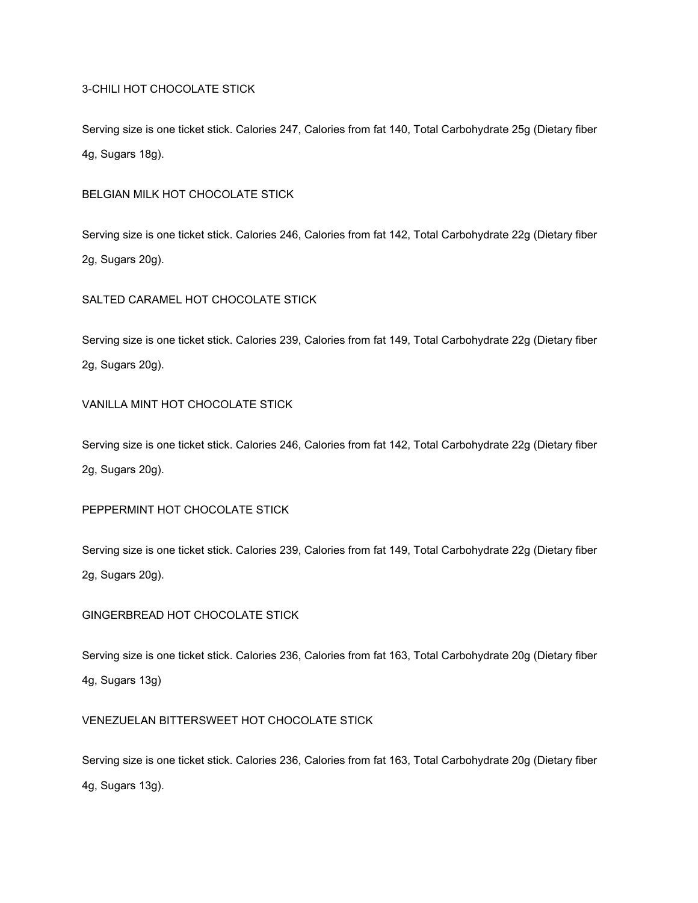3-CHILI HOT CHOCOLATE STICK

Serving size is one ticket stick. Calories 247, Calories from fat 140, Total Carbohydrate 25g (Dietary fiber 4g, Sugars 18g).

BELGIAN MILK HOT CHOCOLATE STICK

Serving size is one ticket stick. Calories 246, Calories from fat 142, Total Carbohydrate 22g (Dietary fiber 2g, Sugars 20g).

SALTED CARAMEL HOT CHOCOLATE STICK

Serving size is one ticket stick. Calories 239, Calories from fat 149, Total Carbohydrate 22g (Dietary fiber 2g, Sugars 20g).

VANILLA MINT HOT CHOCOLATE STICK

Serving size is one ticket stick. Calories 246, Calories from fat 142, Total Carbohydrate 22g (Dietary fiber 2g, Sugars 20g).

PEPPERMINT HOT CHOCOLATE STICK

Serving size is one ticket stick. Calories 239, Calories from fat 149, Total Carbohydrate 22g (Dietary fiber 2g, Sugars 20g).

GINGERBREAD HOT CHOCOLATE STICK

Serving size is one ticket stick. Calories 236, Calories from fat 163, Total Carbohydrate 20g (Dietary fiber 4g, Sugars 13g)

VENEZUELAN BITTERSWEET HOT CHOCOLATE STICK

Serving size is one ticket stick. Calories 236, Calories from fat 163, Total Carbohydrate 20g (Dietary fiber 4g, Sugars 13g).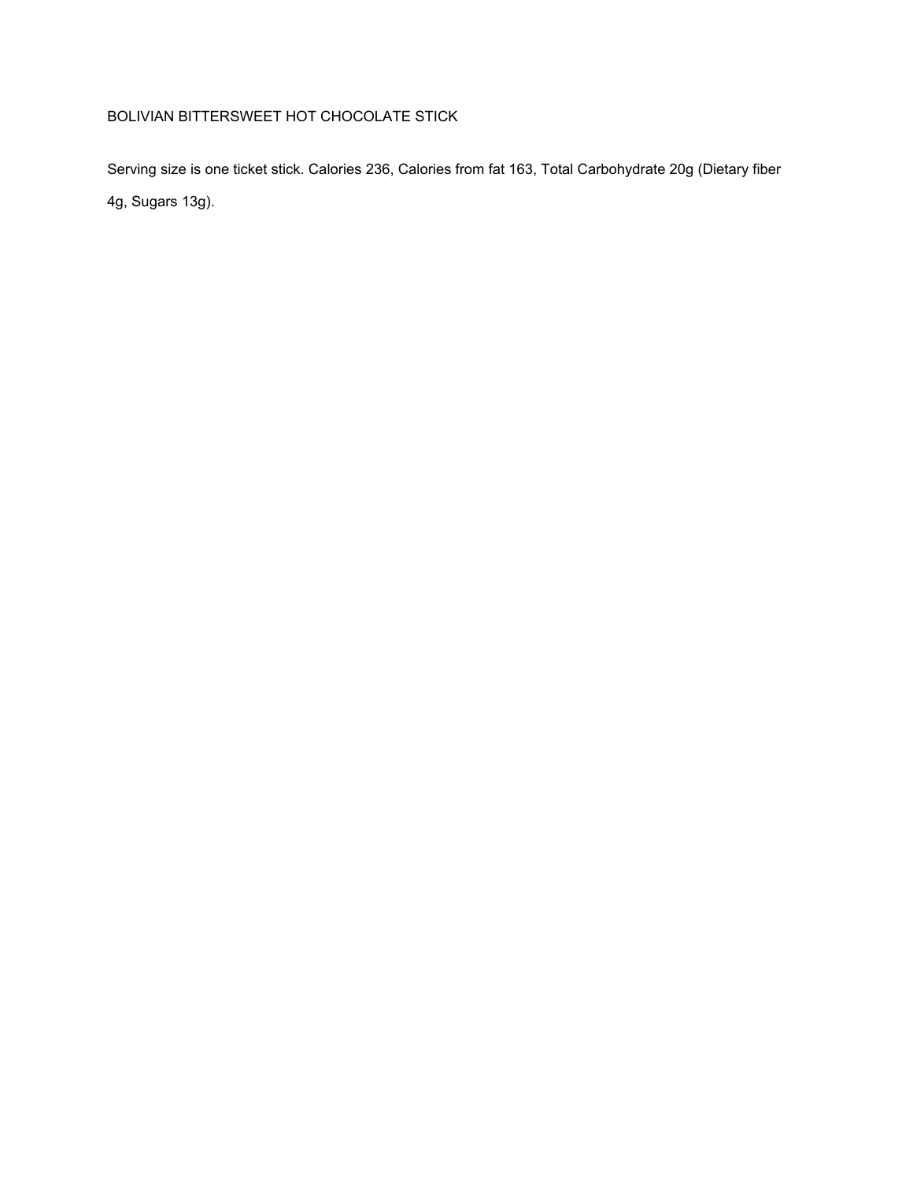BOLIVIAN BITTERSWEET HOT CHOCOLATE STICK

Serving size is one ticket stick. Calories 236, Calories from fat 163, Total Carbohydrate 20g (Dietary fiber 4g, Sugars 13g).